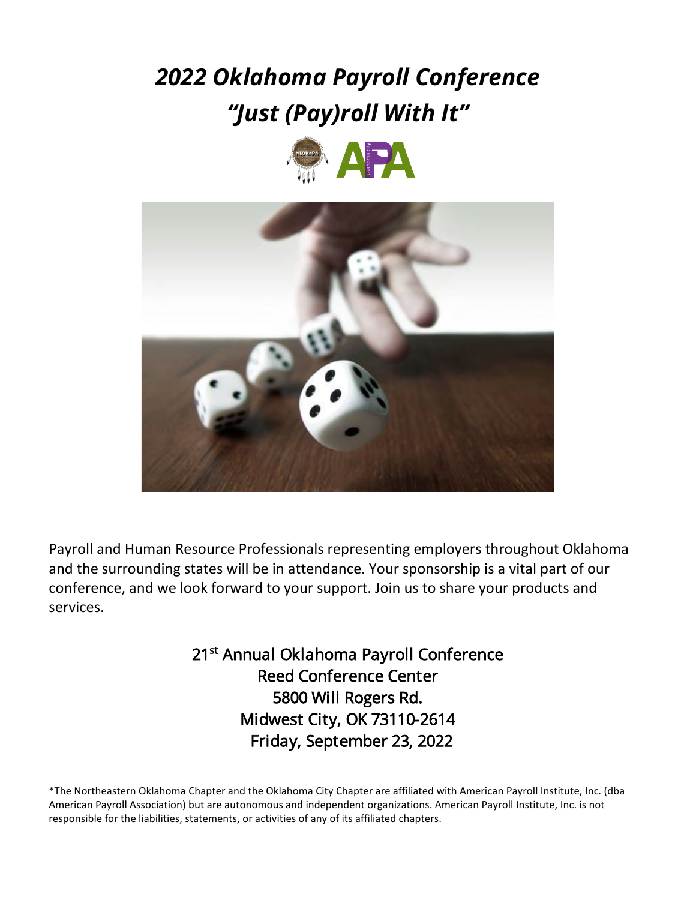# *2022 Oklahoma Payroll Conference*
# *"Just (Pay)roll With It"*

Payroll and Human Resource Professionals representing employers throughout Oklahoma and the surrounding states will be in attendance. Your sponsorship is a vital part of our conference, and we look forward to your support. Join us to share your products and services.

21st Annual Oklahoma Payroll Conference
Reed Conference Center
5800 Will Rogers Rd.
Midwest City, OK 73110-2614
Friday, September 23, 2022

*The Northeastern Oklahoma Chapter and the Oklahoma City Chapter are affiliated with American Payroll Institute, Inc. (dba American Payroll Association) but are autonomous and independent organizations. American Payroll Institute, Inc. is not responsible for the liabilities, statements, or activities of any of its affiliated chapters.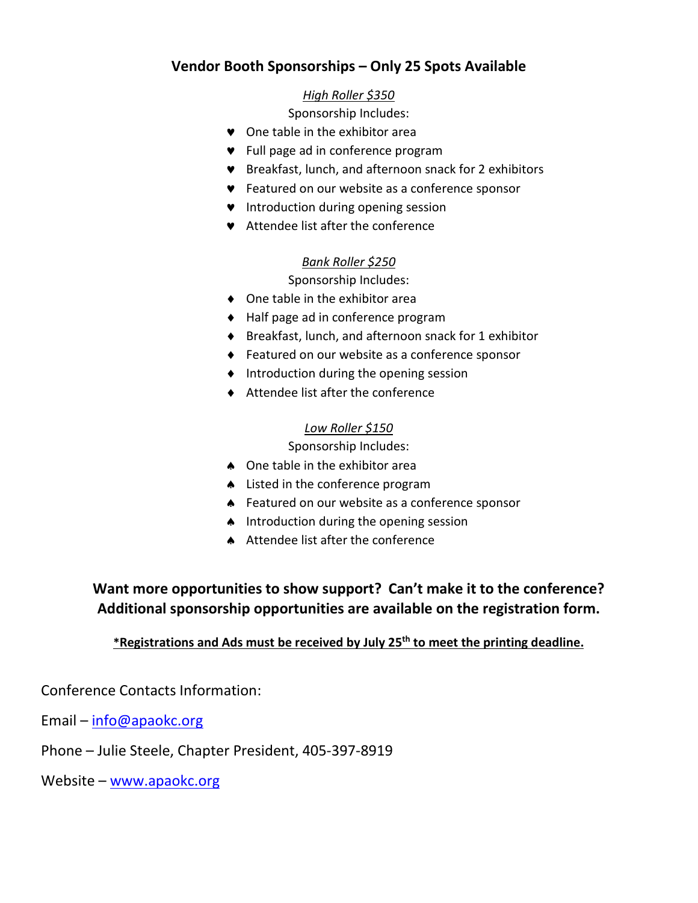## Vendor Booth Sponsorships – Only 25 Spots Available

*High Roller $350*

Sponsorship Includes:

- One table in the exhibitor area
- Full page ad in conference program
- Breakfast, lunch, and afternoon snack for 2 exhibitors
- Featured on our website as a conference sponsor
- Introduction during opening session
- Attendee list after the conference

*Bank Roller $250*

Sponsorship Includes:

- One table in the exhibitor area
- Half page ad in conference program
- Breakfast, lunch, and afternoon snack for 1 exhibitor
- Featured on our website as a conference sponsor
- Introduction during the opening session
- Attendee list after the conference

*Low Roller $150*

Sponsorship Includes:

- One table in the exhibitor area
- Listed in the conference program
- Featured on our website as a conference sponsor
- Introduction during the opening session
- Attendee list after the conference

**Want more opportunities to show support? Can't make it to the conference? Additional sponsorship opportunities are available on the registration form.**

**\*Registrations and Ads must be received by July 25th to meet the printing deadline.**

Conference Contacts Information:

Email – info@apaokc.org

Phone – Julie Steele, Chapter President, 405-397-8919

Website – www.apaokc.org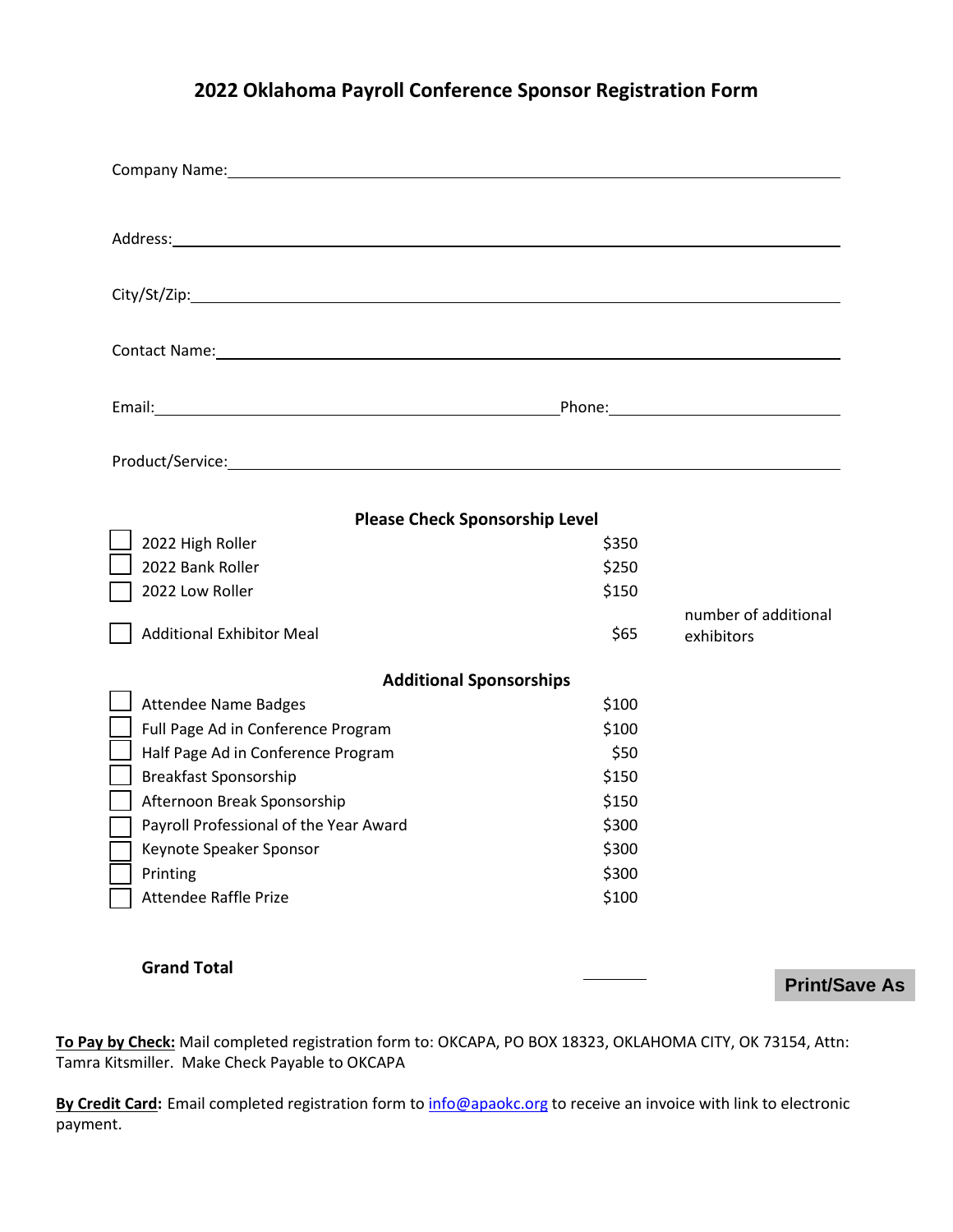# 2022 Oklahoma Payroll Conference Sponsor Registration Form

Company Name: ______________________________________________

Address: ______________________________________________

City/St/Zip: ______________________________________________

Contact Name: ______________________________________________

Email: ______________________________ Phone: ____________________

Product/Service: ______________________________________________

### Please Check Sponsorship Level

| | Item | Price | |
|---|---|---|---|
| ☐ | 2022 High Roller | $350 | |
| ☐ | 2022 Bank Roller | $250 | |
| ☐ | 2022 Low Roller | $150 | |
| ☐ | Additional Exhibitor Meal | $65 | number of additional exhibitors |

### Additional Sponsorships

| | Item | Price |
|---|---|---|
| ☐ | Attendee Name Badges | $100 |
| ☐ | Full Page Ad in Conference Program | $100 |
| ☐ | Half Page Ad in Conference Program | $50 |
| ☐ | Breakfast Sponsorship | $150 |
| ☐ | Afternoon Break Sponsorship | $150 |
| ☐ | Payroll Professional of the Year Award | $300 |
| ☐ | Keynote Speaker Sponsor | $300 |
| ☐ | Printing | $300 |
| ☐ | Attendee Raffle Prize | $100 |

**Grand Total** ________

Print/Save As

**To Pay by Check:** Mail completed registration form to: OKCAPA, PO BOX 18323, OKLAHOMA CITY, OK 73154, Attn: Tamra Kitsmiller. Make Check Payable to OKCAPA

**By Credit Card:** Email completed registration form to info@apaokc.org to receive an invoice with link to electronic payment.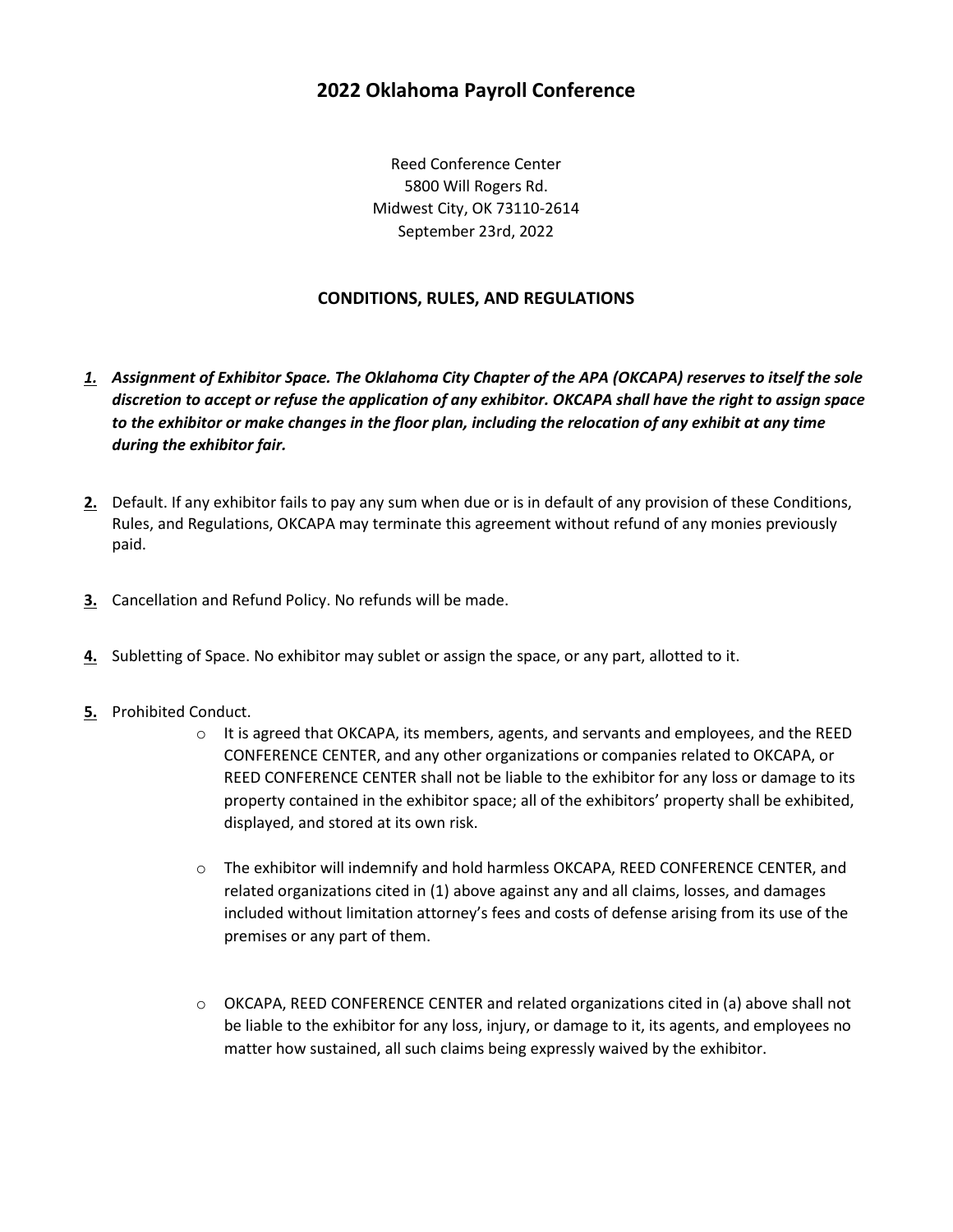# 2022 Oklahoma Payroll Conference

Reed Conference Center
5800 Will Rogers Rd.
Midwest City, OK 73110-2614
September 23rd, 2022

## CONDITIONS, RULES, AND REGULATIONS

1. ***Assignment of Exhibitor Space. The Oklahoma City Chapter of the APA (OKCAPA) reserves to itself the sole discretion to accept or refuse the application of any exhibitor. OKCAPA shall have the right to assign space to the exhibitor or make changes in the floor plan, including the relocation of any exhibit at any time during the exhibitor fair.***

2. Default. If any exhibitor fails to pay any sum when due or is in default of any provision of these Conditions, Rules, and Regulations, OKCAPA may terminate this agreement without refund of any monies previously paid.

3. Cancellation and Refund Policy. No refunds will be made.

4. Subletting of Space. No exhibitor may sublet or assign the space, or any part, allotted to it.

5. Prohibited Conduct.
    - It is agreed that OKCAPA, its members, agents, and servants and employees, and the REED CONFERENCE CENTER, and any other organizations or companies related to OKCAPA, or REED CONFERENCE CENTER shall not be liable to the exhibitor for any loss or damage to its property contained in the exhibitor space; all of the exhibitors' property shall be exhibited, displayed, and stored at its own risk.
    - The exhibitor will indemnify and hold harmless OKCAPA, REED CONFERENCE CENTER, and related organizations cited in (1) above against any and all claims, losses, and damages included without limitation attorney's fees and costs of defense arising from its use of the premises or any part of them.
    - OKCAPA, REED CONFERENCE CENTER and related organizations cited in (a) above shall not be liable to the exhibitor for any loss, injury, or damage to it, its agents, and employees no matter how sustained, all such claims being expressly waived by the exhibitor.